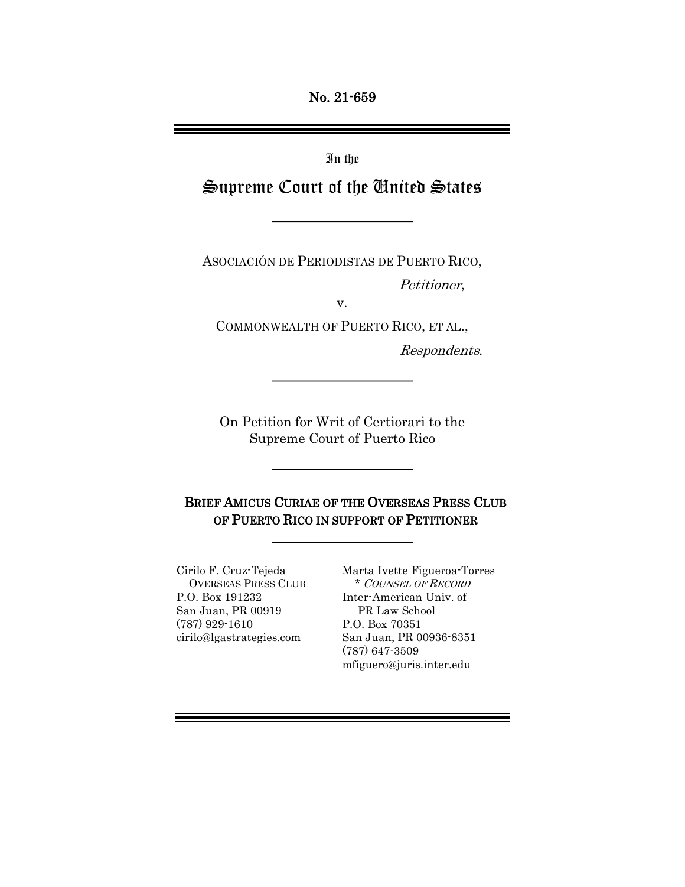No. 21-659

---

In the

# Supreme Court of the United States

---

ASOCIACIÓN DE PERIODISTAS DE PUERTO RICO,

*Petitioner*,

v.

COMMONWEALTH OF PUERTO RICO, ET AL.,

*Respondents*.

---

On Petition for Writ of Certiorari to the Supreme Court of Puerto Rico

---

## BRIEF AMICUS CURIAE OF THE OVERSEAS PRESS CLUB OF PUERTO RICO IN SUPPORT OF PETITIONER

---

Cirilo F. Cruz-Tejeda
OVERSEAS PRESS CLUB
P.O. Box 191232
San Juan, PR 00919
(787) 929-1610
cirilo@lgastrategies.com

Marta Ivette Figueroa-Torres
\* *COUNSEL OF RECORD*
Inter-American Univ. of PR Law School
P.O. Box 70351
San Juan, PR 00936-8351
(787) 647-3509
mfiguero@juris.inter.edu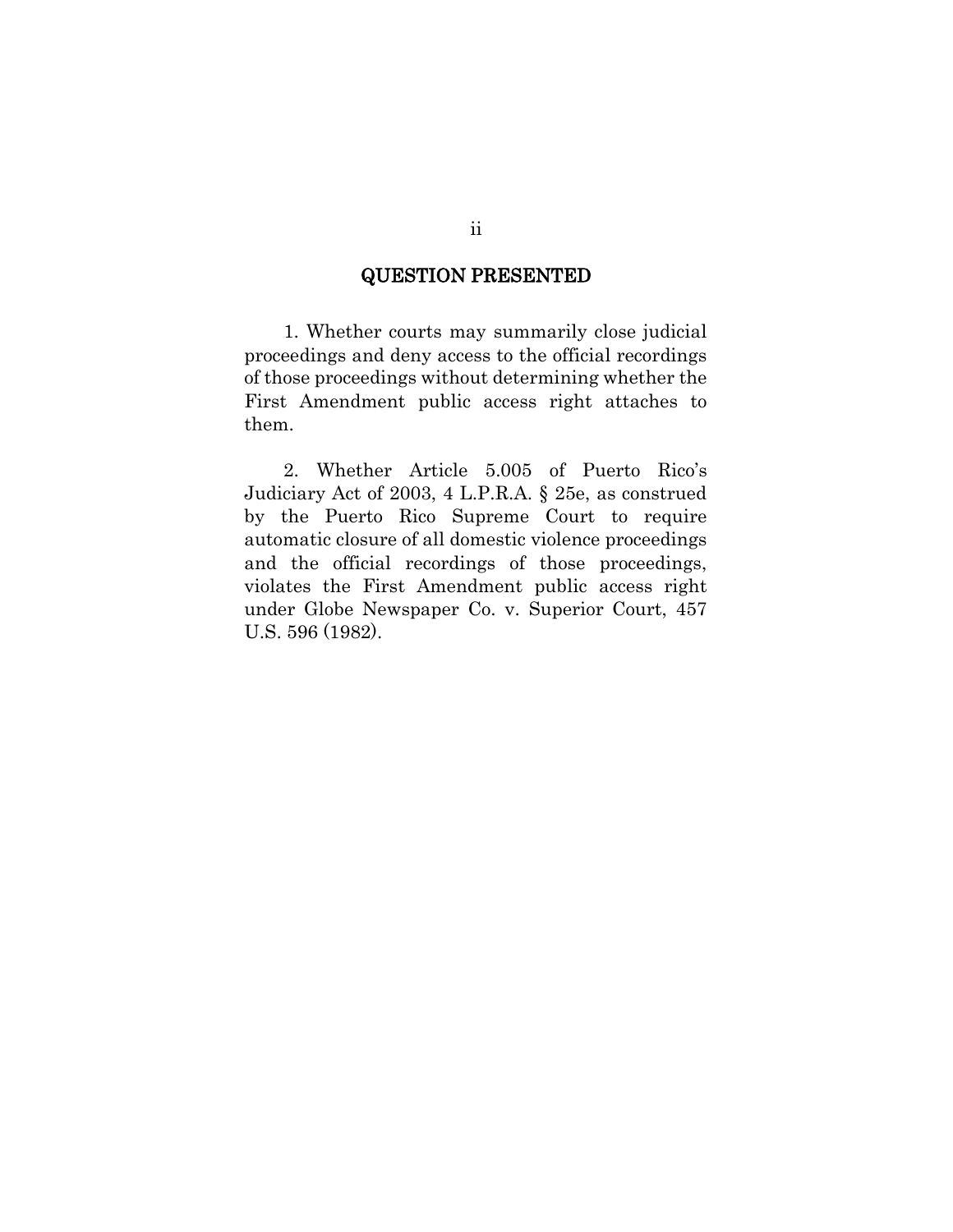## QUESTION PRESENTED

1. Whether courts may summarily close judicial proceedings and deny access to the official recordings of those proceedings without determining whether the First Amendment public access right attaches to them.

2. Whether Article 5.005 of Puerto Rico's Judiciary Act of 2003, 4 L.P.R.A. § 25e, as construed by the Puerto Rico Supreme Court to require automatic closure of all domestic violence proceedings and the official recordings of those proceedings, violates the First Amendment public access right under Globe Newspaper Co. v. Superior Court, 457 U.S. 596 (1982).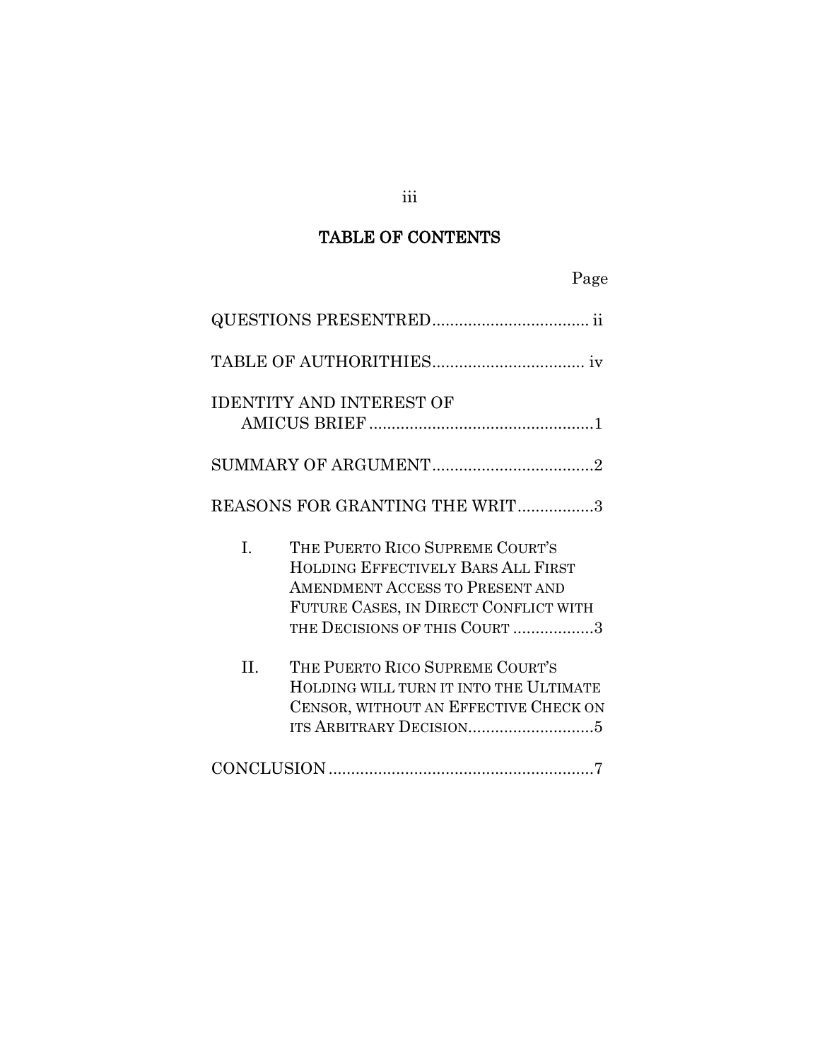# TABLE OF CONTENTS

| | Page |
|---|---|
| QUESTIONS PRESENTRED | ii |
| TABLE OF AUTHORITHIES | iv |
| IDENTITY AND INTEREST OF AMICUS BRIEF | 1 |
| SUMMARY OF ARGUMENT | 2 |
| REASONS FOR GRANTING THE WRIT | 3 |
| I. THE PUERTO RICO SUPREME COURT'S HOLDING EFFECTIVELY BARS ALL FIRST AMENDMENT ACCESS TO PRESENT AND FUTURE CASES, IN DIRECT CONFLICT WITH THE DECISIONS OF THIS COURT | 3 |
| II. THE PUERTO RICO SUPREME COURT'S HOLDING WILL TURN IT INTO THE ULTIMATE CENSOR, WITHOUT AN EFFECTIVE CHECK ON ITS ARBITRARY DECISION | 5 |
| CONCLUSION | 7 |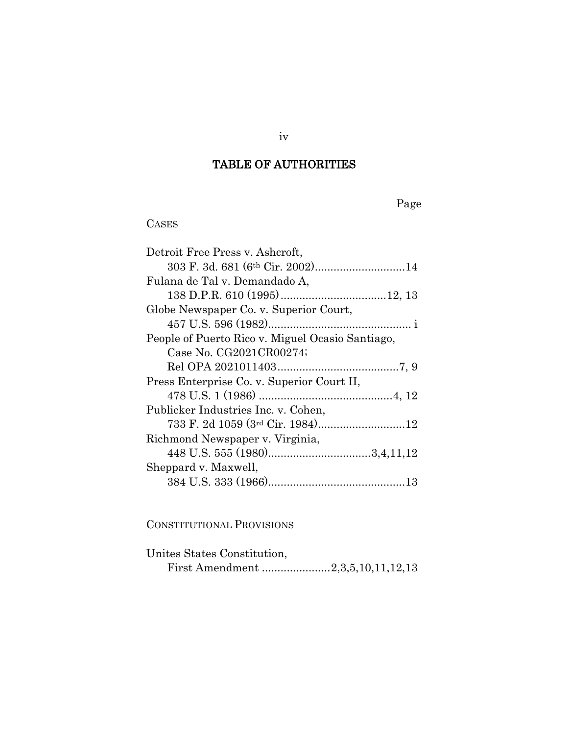# TABLE OF AUTHORITIES

Page

CASES

Detroit Free Press v. Ashcroft,
    303 F. 3d. 681 (6th Cir. 2002)............................14

Fulana de Tal v. Demandado A,
    138 D.P.R. 610 (1995).................................12, 13

Globe Newspaper Co. v. Superior Court,
    457 U.S. 596 (1982)............................................. i

People of Puerto Rico v. Miguel Ocasio Santiago,
    Case No. CG2021CR00274;
    Rel OPA 2021011403......................................7, 9

Press Enterprise Co. v. Superior Court II,
    478 U.S. 1 (1986) ..........................................4, 12

Publicker Industries Inc. v. Cohen,
    733 F. 2d 1059 (3rd Cir. 1984)...........................12

Richmond Newspaper v. Virginia,
    448 U.S. 555 (1980)................................3,4,11,12

Sheppard v. Maxwell,
    384 U.S. 333 (1966)...........................................13

CONSTITUTIONAL PROVISIONS

Unites States Constitution,
    First Amendment .....................2,3,5,10,11,12,13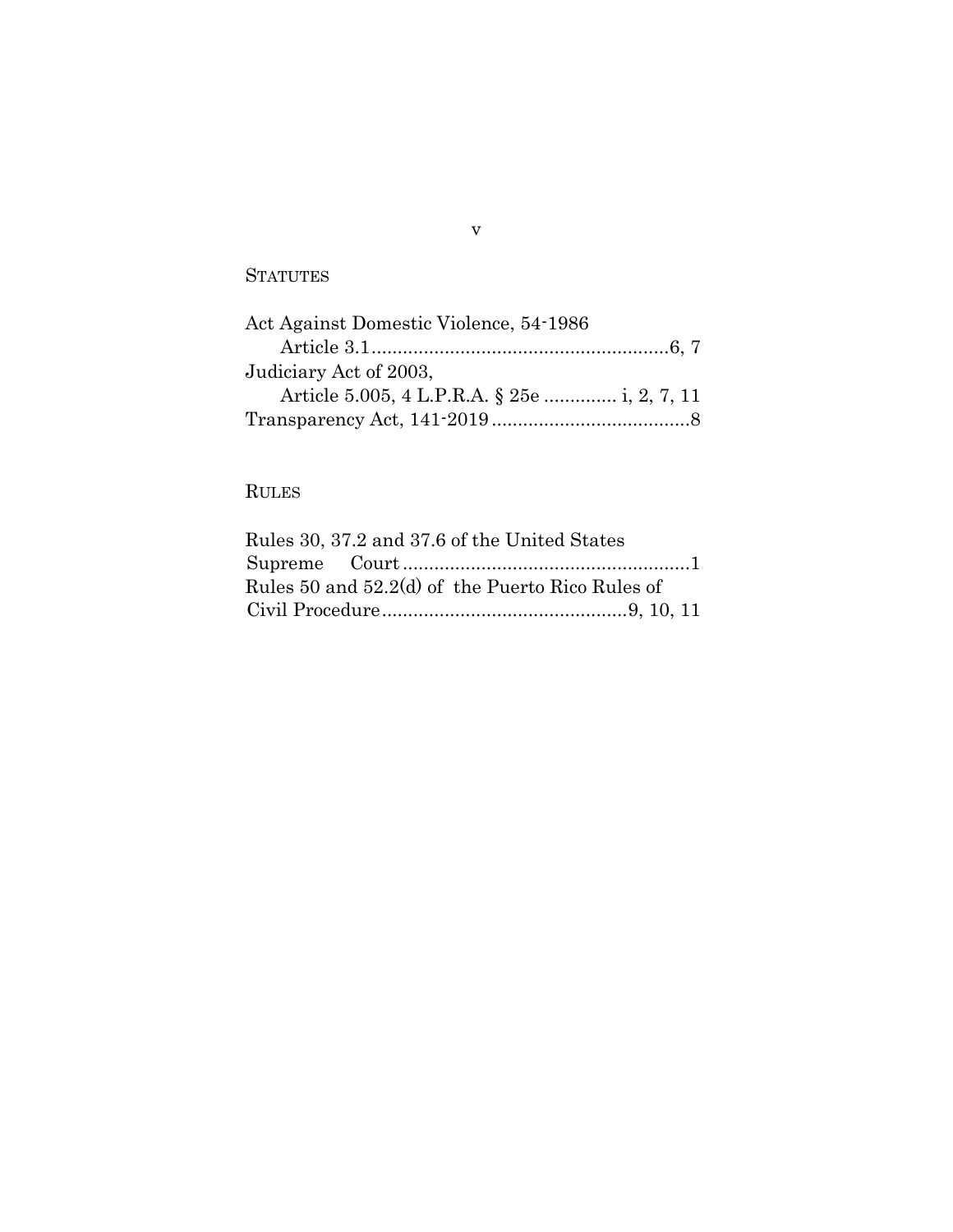## STATUTES

Act Against Domestic Violence, 54-1986
    Article 3.1 .......................................................... 6, 7
Judiciary Act of 2003,
    Article 5.005, 4 L.P.R.A. § 25e ............. i, 2, 7, 11
Transparency Act, 141-2019 ...................................... 8

## RULES

Rules 30, 37.2 and 37.6 of the United States Supreme Court ...................................................... 1
Rules 50 and 52.2(d) of the Puerto Rico Rules of Civil Procedure .............................................. 9, 10, 11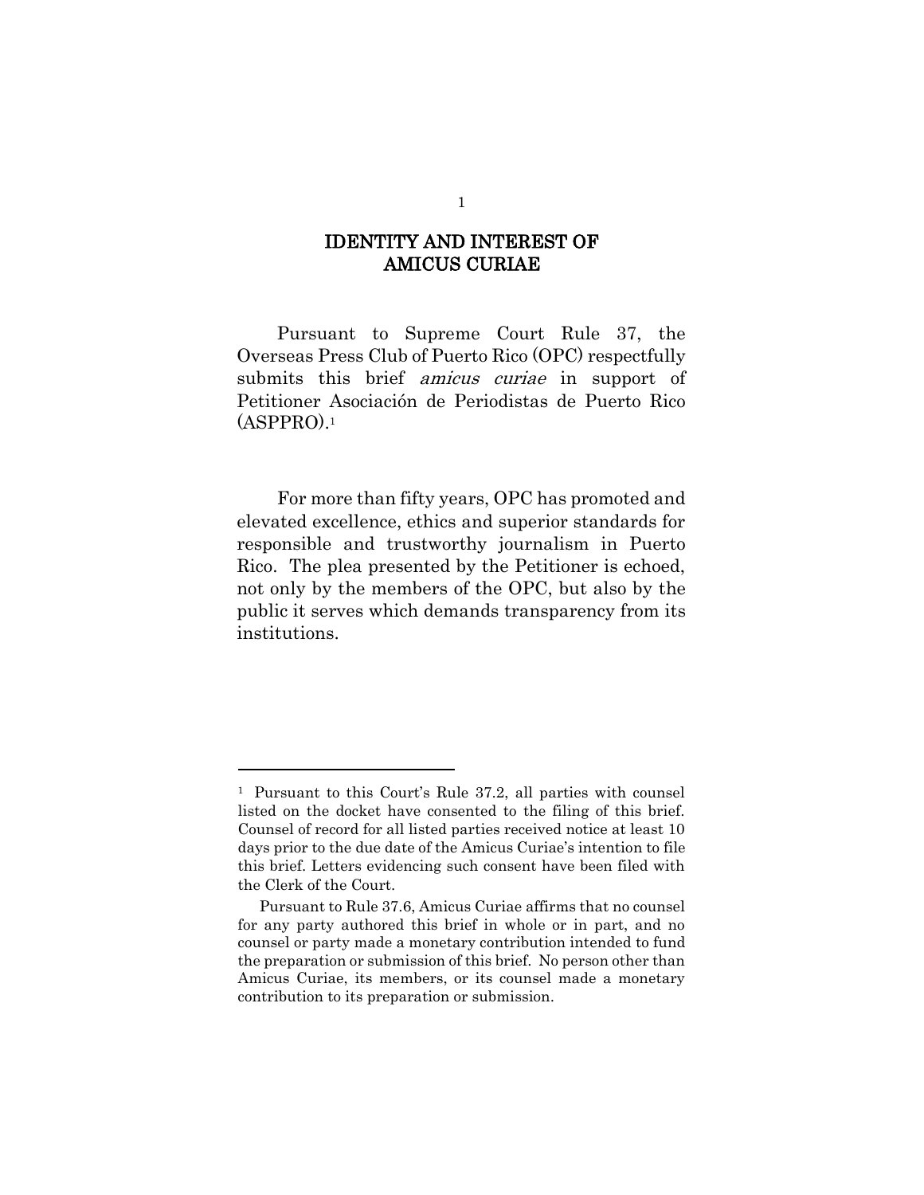# IDENTITY AND INTEREST OF AMICUS CURIAE

Pursuant to Supreme Court Rule 37, the Overseas Press Club of Puerto Rico (OPC) respectfully submits this brief *amicus curiae* in support of Petitioner Asociación de Periodistas de Puerto Rico (ASPPRO).[1]

For more than fifty years, OPC has promoted and elevated excellence, ethics and superior standards for responsible and trustworthy journalism in Puerto Rico. The plea presented by the Petitioner is echoed, not only by the members of the OPC, but also by the public it serves which demands transparency from its institutions.

---

[1] Pursuant to this Court's Rule 37.2, all parties with counsel listed on the docket have consented to the filing of this brief. Counsel of record for all listed parties received notice at least 10 days prior to the due date of the Amicus Curiae's intention to file this brief. Letters evidencing such consent have been filed with the Clerk of the Court.

Pursuant to Rule 37.6, Amicus Curiae affirms that no counsel for any party authored this brief in whole or in part, and no counsel or party made a monetary contribution intended to fund the preparation or submission of this brief. No person other than Amicus Curiae, its members, or its counsel made a monetary contribution to its preparation or submission.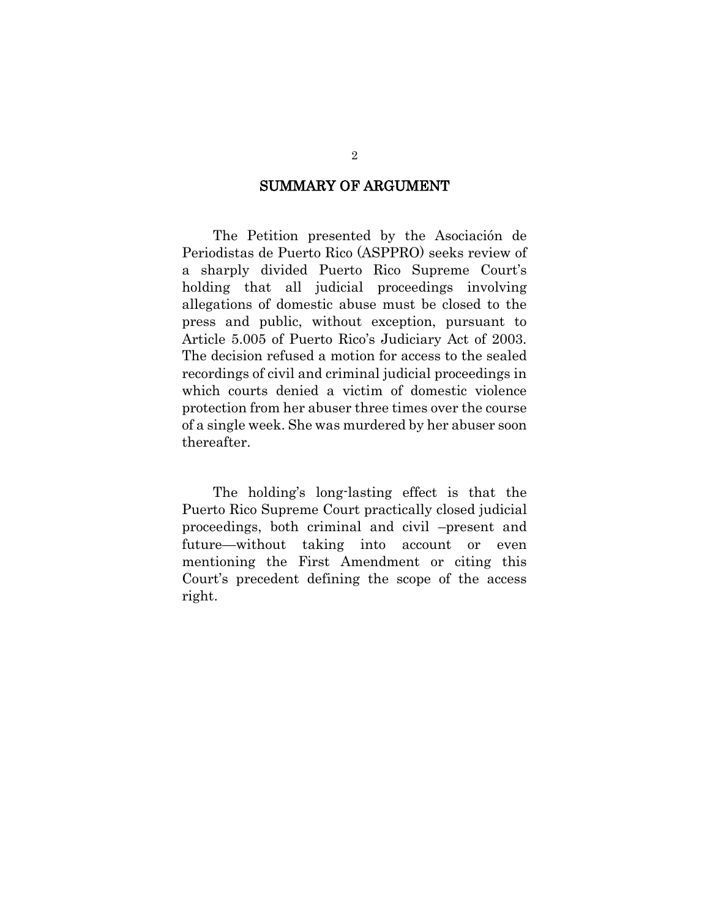## SUMMARY OF ARGUMENT

The Petition presented by the Asociación de Periodistas de Puerto Rico (ASPPRO) seeks review of a sharply divided Puerto Rico Supreme Court's holding that all judicial proceedings involving allegations of domestic abuse must be closed to the press and public, without exception, pursuant to Article 5.005 of Puerto Rico's Judiciary Act of 2003. The decision refused a motion for access to the sealed recordings of civil and criminal judicial proceedings in which courts denied a victim of domestic violence protection from her abuser three times over the course of a single week. She was murdered by her abuser soon thereafter.

The holding's long-lasting effect is that the Puerto Rico Supreme Court practically closed judicial proceedings, both criminal and civil –present and future—without taking into account or even mentioning the First Amendment or citing this Court's precedent defining the scope of the access right.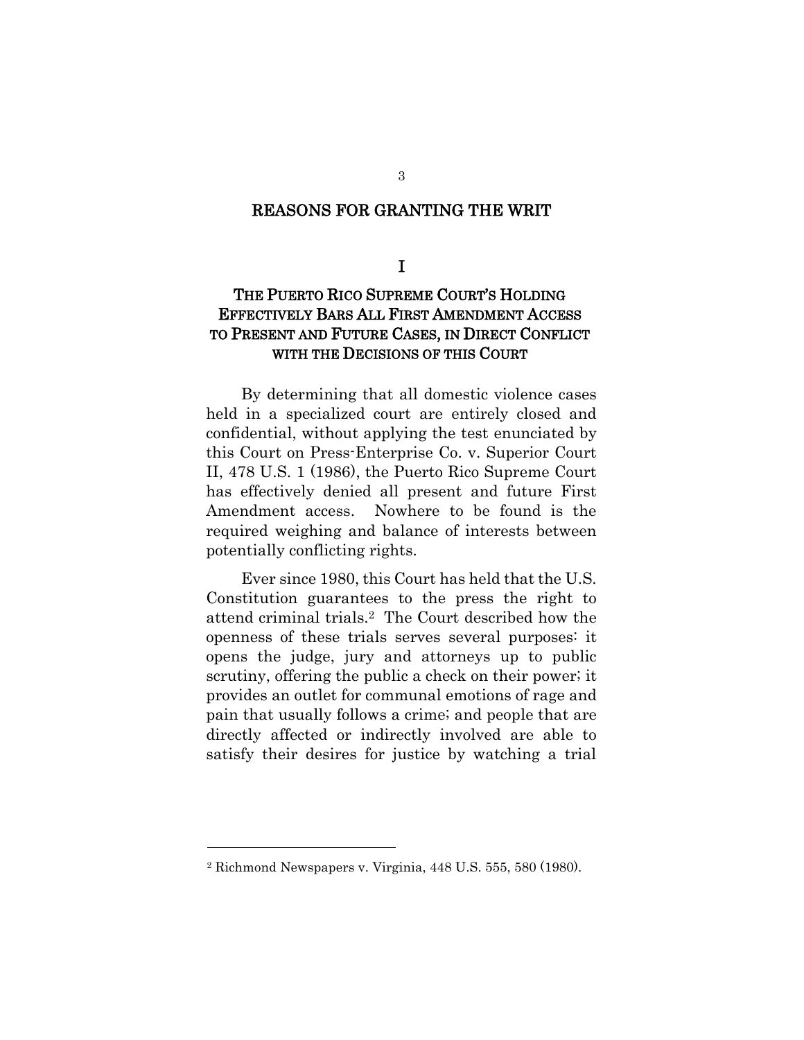## REASONS FOR GRANTING THE WRIT

### I

### THE PUERTO RICO SUPREME COURT'S HOLDING EFFECTIVELY BARS ALL FIRST AMENDMENT ACCESS TO PRESENT AND FUTURE CASES, IN DIRECT CONFLICT WITH THE DECISIONS OF THIS COURT

By determining that all domestic violence cases held in a specialized court are entirely closed and confidential, without applying the test enunciated by this Court on Press-Enterprise Co. v. Superior Court II, 478 U.S. 1 (1986), the Puerto Rico Supreme Court has effectively denied all present and future First Amendment access. Nowhere to be found is the required weighing and balance of interests between potentially conflicting rights.

Ever since 1980, this Court has held that the U.S. Constitution guarantees to the press the right to attend criminal trials.[2] The Court described how the openness of these trials serves several purposes: it opens the judge, jury and attorneys up to public scrutiny, offering the public a check on their power; it provides an outlet for communal emotions of rage and pain that usually follows a crime; and people that are directly affected or indirectly involved are able to satisfy their desires for justice by watching a trial

---

[2] Richmond Newspapers v. Virginia, 448 U.S. 555, 580 (1980).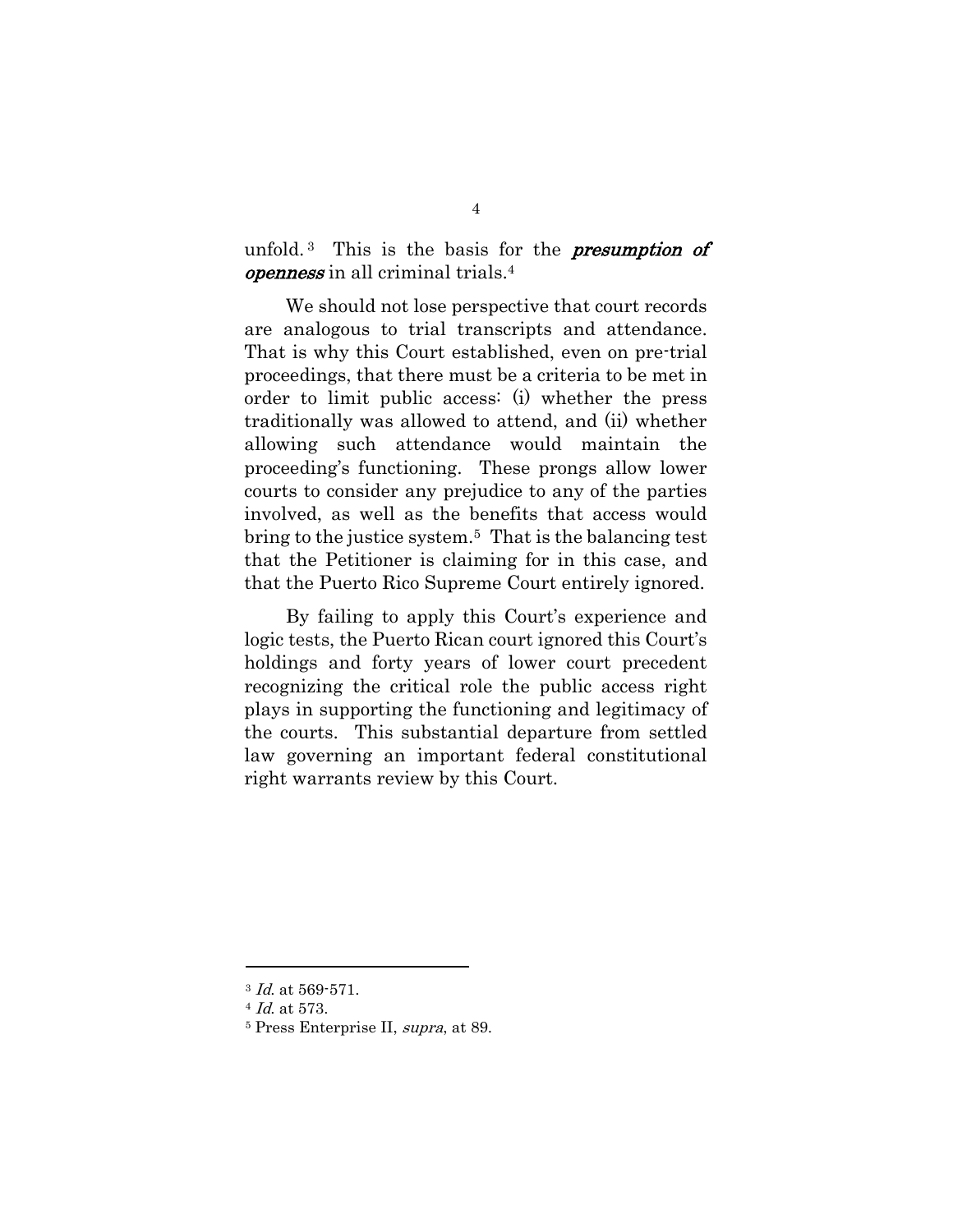unfold.[3] This is the basis for the ***presumption of openness*** in all criminal trials.[4]

We should not lose perspective that court records are analogous to trial transcripts and attendance. That is why this Court established, even on pre-trial proceedings, that there must be a criteria to be met in order to limit public access: (i) whether the press traditionally was allowed to attend, and (ii) whether allowing such attendance would maintain the proceeding's functioning. These prongs allow lower courts to consider any prejudice to any of the parties involved, as well as the benefits that access would bring to the justice system.[5] That is the balancing test that the Petitioner is claiming for in this case, and that the Puerto Rico Supreme Court entirely ignored.

By failing to apply this Court's experience and logic tests, the Puerto Rican court ignored this Court's holdings and forty years of lower court precedent recognizing the critical role the public access right plays in supporting the functioning and legitimacy of the courts. This substantial departure from settled law governing an important federal constitutional right warrants review by this Court.

---

[3] *Id.* at 569-571.

[4] *Id.* at 573.

[5] Press Enterprise II, *supra*, at 89.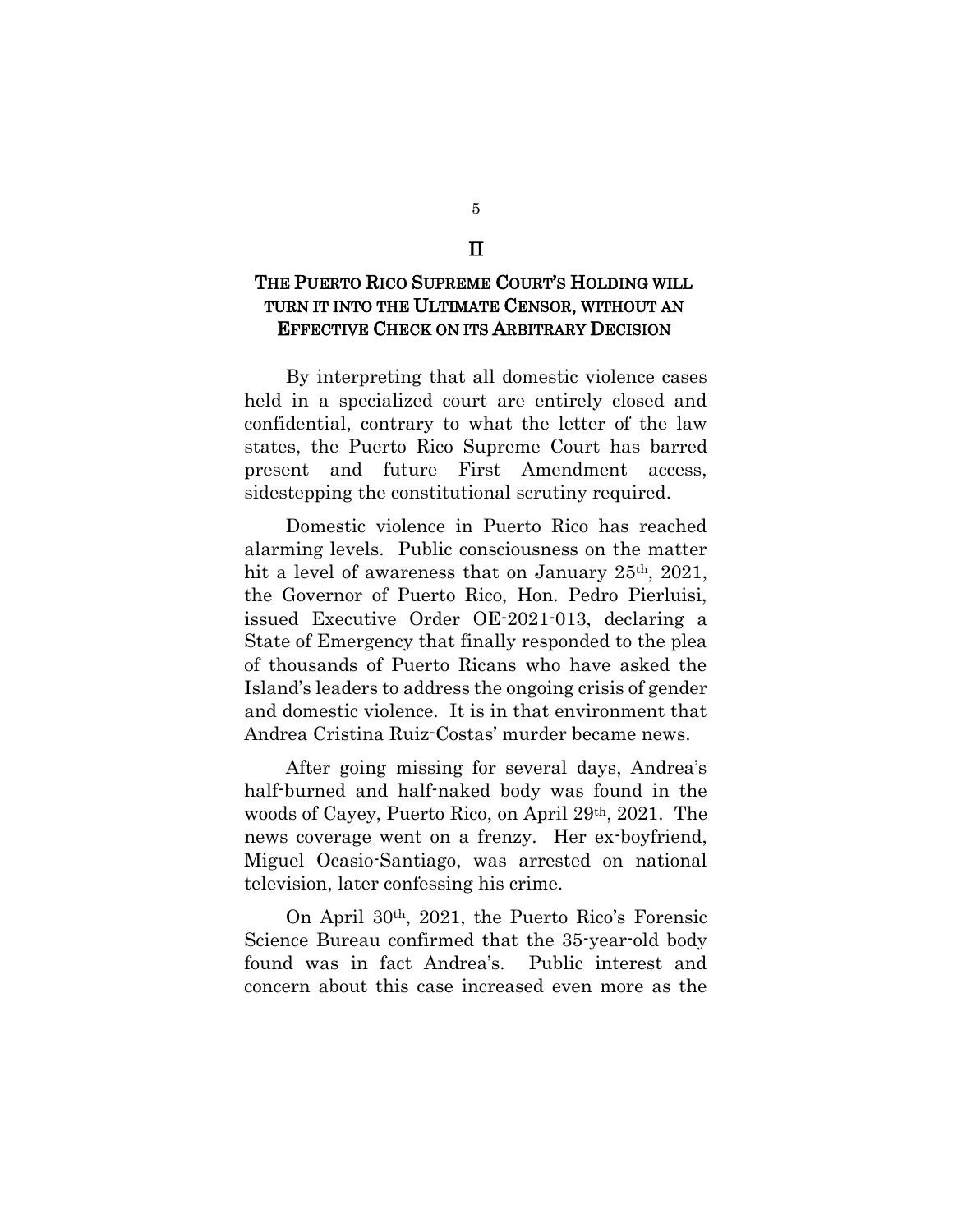## II

## THE PUERTO RICO SUPREME COURT'S HOLDING WILL TURN IT INTO THE ULTIMATE CENSOR, WITHOUT AN EFFECTIVE CHECK ON ITS ARBITRARY DECISION

By interpreting that all domestic violence cases held in a specialized court are entirely closed and confidential, contrary to what the letter of the law states, the Puerto Rico Supreme Court has barred present and future First Amendment access, sidestepping the constitutional scrutiny required.

Domestic violence in Puerto Rico has reached alarming levels. Public consciousness on the matter hit a level of awareness that on January 25th, 2021, the Governor of Puerto Rico, Hon. Pedro Pierluisi, issued Executive Order OE-2021-013, declaring a State of Emergency that finally responded to the plea of thousands of Puerto Ricans who have asked the Island's leaders to address the ongoing crisis of gender and domestic violence. It is in that environment that Andrea Cristina Ruiz-Costas' murder became news.

After going missing for several days, Andrea's half-burned and half-naked body was found in the woods of Cayey, Puerto Rico, on April 29th, 2021. The news coverage went on a frenzy. Her ex-boyfriend, Miguel Ocasio-Santiago, was arrested on national television, later confessing his crime.

On April 30th, 2021, the Puerto Rico's Forensic Science Bureau confirmed that the 35-year-old body found was in fact Andrea's. Public interest and concern about this case increased even more as the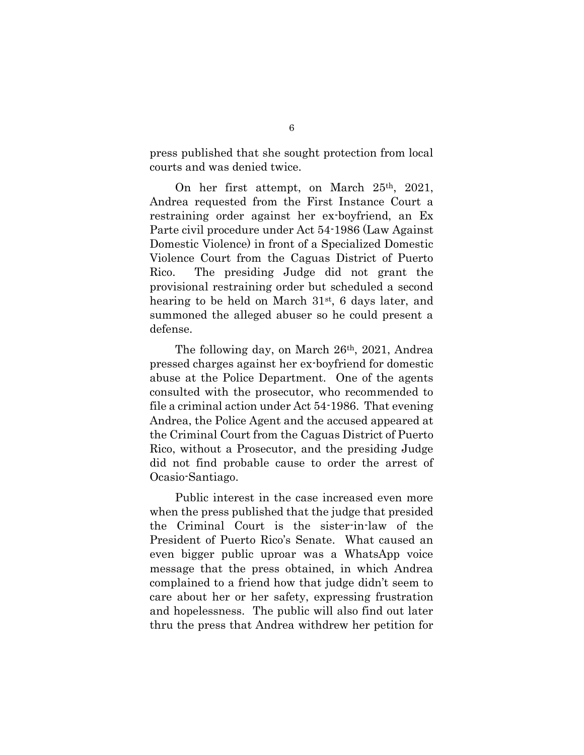press published that she sought protection from local courts and was denied twice.

On her first attempt, on March 25th, 2021, Andrea requested from the First Instance Court a restraining order against her ex-boyfriend, an Ex Parte civil procedure under Act 54-1986 (Law Against Domestic Violence) in front of a Specialized Domestic Violence Court from the Caguas District of Puerto Rico. The presiding Judge did not grant the provisional restraining order but scheduled a second hearing to be held on March 31st, 6 days later, and summoned the alleged abuser so he could present a defense.

The following day, on March 26th, 2021, Andrea pressed charges against her ex-boyfriend for domestic abuse at the Police Department. One of the agents consulted with the prosecutor, who recommended to file a criminal action under Act 54-1986. That evening Andrea, the Police Agent and the accused appeared at the Criminal Court from the Caguas District of Puerto Rico, without a Prosecutor, and the presiding Judge did not find probable cause to order the arrest of Ocasio-Santiago.

Public interest in the case increased even more when the press published that the judge that presided the Criminal Court is the sister-in-law of the President of Puerto Rico's Senate. What caused an even bigger public uproar was a WhatsApp voice message that the press obtained, in which Andrea complained to a friend how that judge didn't seem to care about her or her safety, expressing frustration and hopelessness. The public will also find out later thru the press that Andrea withdrew her petition for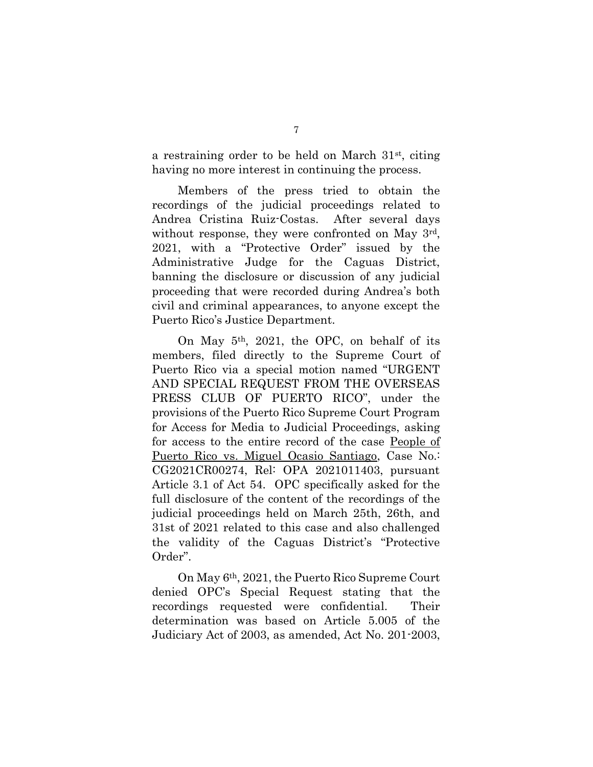a restraining order to be held on March 31st, citing having no more interest in continuing the process.

Members of the press tried to obtain the recordings of the judicial proceedings related to Andrea Cristina Ruiz-Costas. After several days without response, they were confronted on May 3rd, 2021, with a "Protective Order" issued by the Administrative Judge for the Caguas District, banning the disclosure or discussion of any judicial proceeding that were recorded during Andrea's both civil and criminal appearances, to anyone except the Puerto Rico's Justice Department.

On May 5th, 2021, the OPC, on behalf of its members, filed directly to the Supreme Court of Puerto Rico via a special motion named "URGENT AND SPECIAL REQUEST FROM THE OVERSEAS PRESS CLUB OF PUERTO RICO", under the provisions of the Puerto Rico Supreme Court Program for Access for Media to Judicial Proceedings, asking for access to the entire record of the case <u>People of Puerto Rico vs. Miguel Ocasio Santiago</u>, Case No.: CG2021CR00274, Rel: OPA 2021011403, pursuant Article 3.1 of Act 54. OPC specifically asked for the full disclosure of the content of the recordings of the judicial proceedings held on March 25th, 26th, and 31st of 2021 related to this case and also challenged the validity of the Caguas District's "Protective Order".

On May 6th, 2021, the Puerto Rico Supreme Court denied OPC's Special Request stating that the recordings requested were confidential. Their determination was based on Article 5.005 of the Judiciary Act of 2003, as amended, Act No. 201-2003,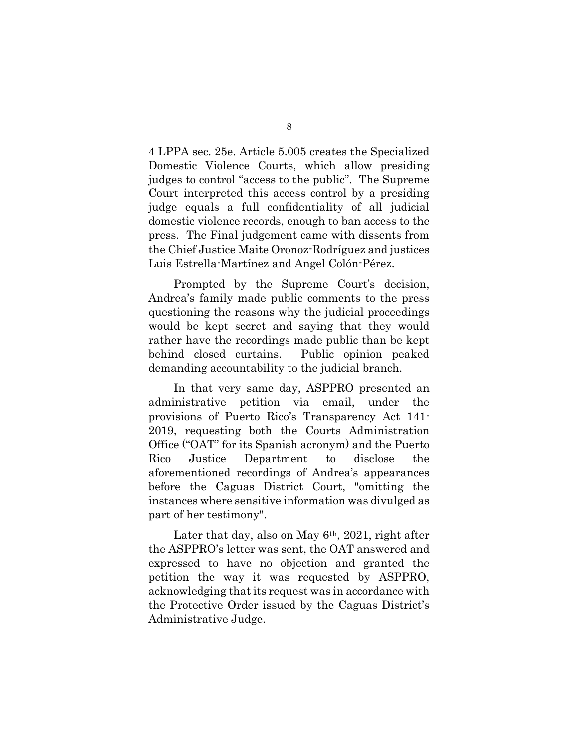4 LPPA sec. 25e. Article 5.005 creates the Specialized Domestic Violence Courts, which allow presiding judges to control "access to the public". The Supreme Court interpreted this access control by a presiding judge equals a full confidentiality of all judicial domestic violence records, enough to ban access to the press. The Final judgement came with dissents from the Chief Justice Maite Oronoz-Rodríguez and justices Luis Estrella-Martínez and Angel Colón-Pérez.

Prompted by the Supreme Court's decision, Andrea's family made public comments to the press questioning the reasons why the judicial proceedings would be kept secret and saying that they would rather have the recordings made public than be kept behind closed curtains. Public opinion peaked demanding accountability to the judicial branch.

In that very same day, ASPPRO presented an administrative petition via email, under the provisions of Puerto Rico's Transparency Act 141-2019, requesting both the Courts Administration Office ("OAT" for its Spanish acronym) and the Puerto Rico Justice Department to disclose the aforementioned recordings of Andrea's appearances before the Caguas District Court, "omitting the instances where sensitive information was divulged as part of her testimony".

Later that day, also on May 6th, 2021, right after the ASPPRO's letter was sent, the OAT answered and expressed to have no objection and granted the petition the way it was requested by ASPPRO, acknowledging that its request was in accordance with the Protective Order issued by the Caguas District's Administrative Judge.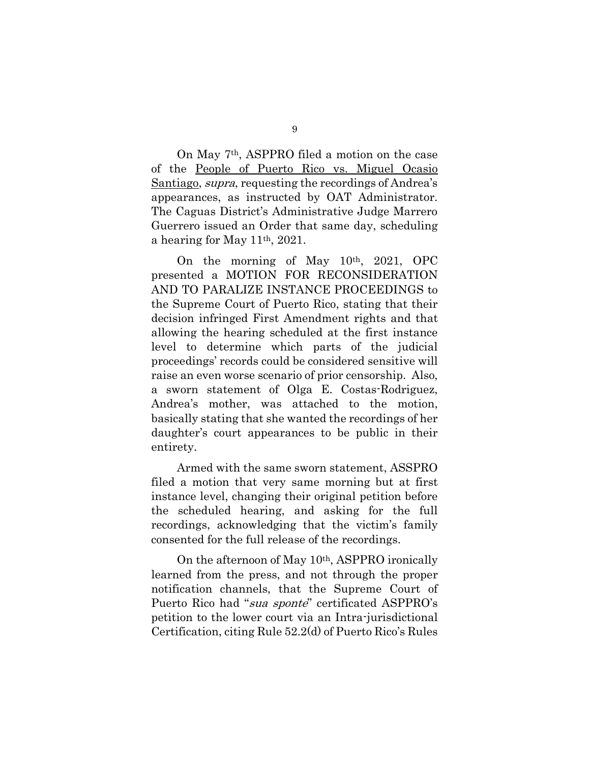On May 7th, ASPPRO filed a motion on the case of the People of Puerto Rico vs. Miguel Ocasio Santiago, *supra*, requesting the recordings of Andrea's appearances, as instructed by OAT Administrator. The Caguas District's Administrative Judge Marrero Guerrero issued an Order that same day, scheduling a hearing for May 11th, 2021.

On the morning of May 10th, 2021, OPC presented a MOTION FOR RECONSIDERATION AND TO PARALIZE INSTANCE PROCEEDINGS to the Supreme Court of Puerto Rico, stating that their decision infringed First Amendment rights and that allowing the hearing scheduled at the first instance level to determine which parts of the judicial proceedings' records could be considered sensitive will raise an even worse scenario of prior censorship. Also, a sworn statement of Olga E. Costas-Rodriguez, Andrea's mother, was attached to the motion, basically stating that she wanted the recordings of her daughter's court appearances to be public in their entirety.

Armed with the same sworn statement, ASSPRO filed a motion that very same morning but at first instance level, changing their original petition before the scheduled hearing, and asking for the full recordings, acknowledging that the victim's family consented for the full release of the recordings.

On the afternoon of May 10th, ASPPRO ironically learned from the press, and not through the proper notification channels, that the Supreme Court of Puerto Rico had "*sua sponte*" certificated ASPPRO's petition to the lower court via an Intra-jurisdictional Certification, citing Rule 52.2(d) of Puerto Rico's Rules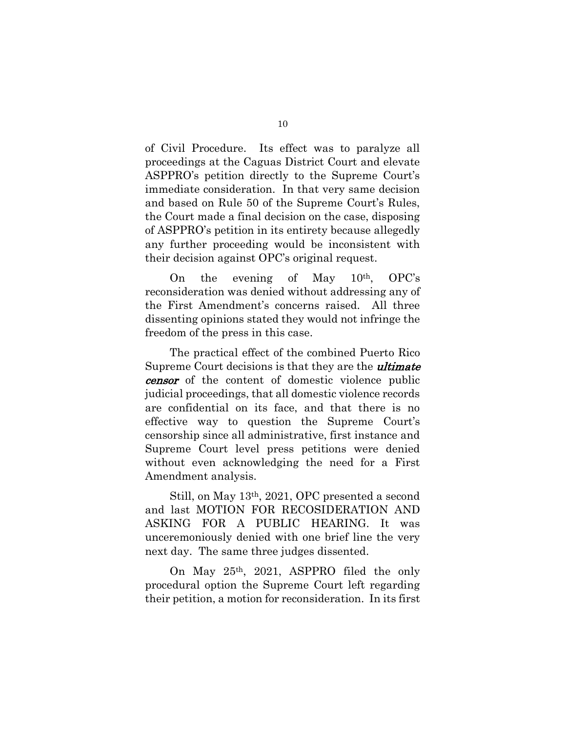of Civil Procedure. Its effect was to paralyze all proceedings at the Caguas District Court and elevate ASPPRO's petition directly to the Supreme Court's immediate consideration. In that very same decision and based on Rule 50 of the Supreme Court's Rules, the Court made a final decision on the case, disposing of ASPPRO's petition in its entirety because allegedly any further proceeding would be inconsistent with their decision against OPC's original request.

On the evening of May 10th, OPC's reconsideration was denied without addressing any of the First Amendment's concerns raised. All three dissenting opinions stated they would not infringe the freedom of the press in this case.

The practical effect of the combined Puerto Rico Supreme Court decisions is that they are the ***ultimate censor*** of the content of domestic violence public judicial proceedings, that all domestic violence records are confidential on its face, and that there is no effective way to question the Supreme Court's censorship since all administrative, first instance and Supreme Court level press petitions were denied without even acknowledging the need for a First Amendment analysis.

Still, on May 13th, 2021, OPC presented a second and last MOTION FOR RECOSIDERATION AND ASKING FOR A PUBLIC HEARING. It was unceremoniously denied with one brief line the very next day. The same three judges dissented.

On May 25th, 2021, ASPPRO filed the only procedural option the Supreme Court left regarding their petition, a motion for reconsideration. In its first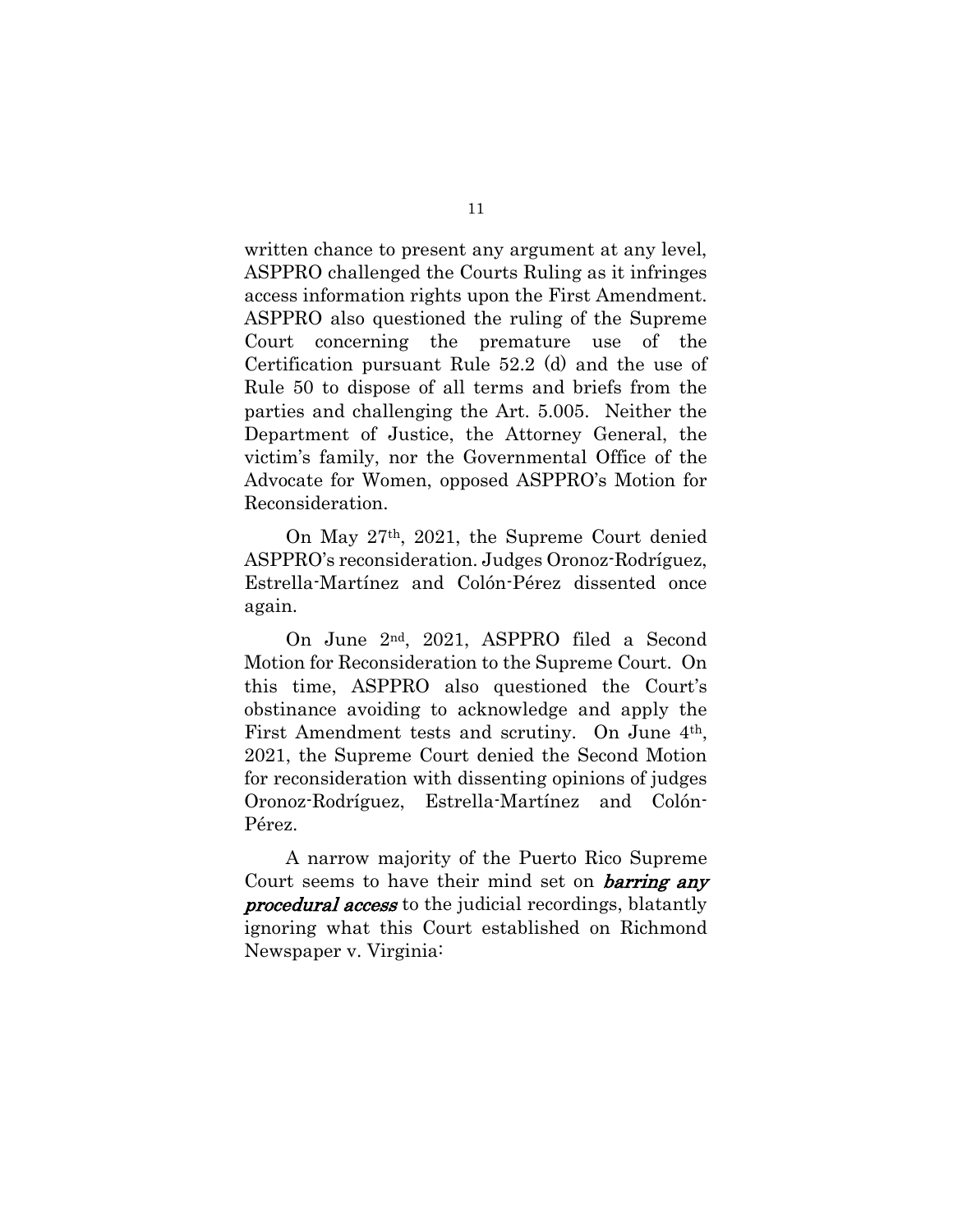written chance to present any argument at any level, ASPPRO challenged the Courts Ruling as it infringes access information rights upon the First Amendment. ASPPRO also questioned the ruling of the Supreme Court concerning the premature use of the Certification pursuant Rule 52.2 (d) and the use of Rule 50 to dispose of all terms and briefs from the parties and challenging the Art. 5.005. Neither the Department of Justice, the Attorney General, the victim's family, nor the Governmental Office of the Advocate for Women, opposed ASPPRO's Motion for Reconsideration.

On May 27th, 2021, the Supreme Court denied ASPPRO's reconsideration. Judges Oronoz-Rodríguez, Estrella-Martínez and Colón-Pérez dissented once again.

On June 2nd, 2021, ASPPRO filed a Second Motion for Reconsideration to the Supreme Court. On this time, ASPPRO also questioned the Court's obstinance avoiding to acknowledge and apply the First Amendment tests and scrutiny. On June 4th, 2021, the Supreme Court denied the Second Motion for reconsideration with dissenting opinions of judges Oronoz-Rodríguez, Estrella-Martínez and Colón-Pérez.

A narrow majority of the Puerto Rico Supreme Court seems to have their mind set on ***barring any procedural access*** to the judicial recordings, blatantly ignoring what this Court established on Richmond Newspaper v. Virginia: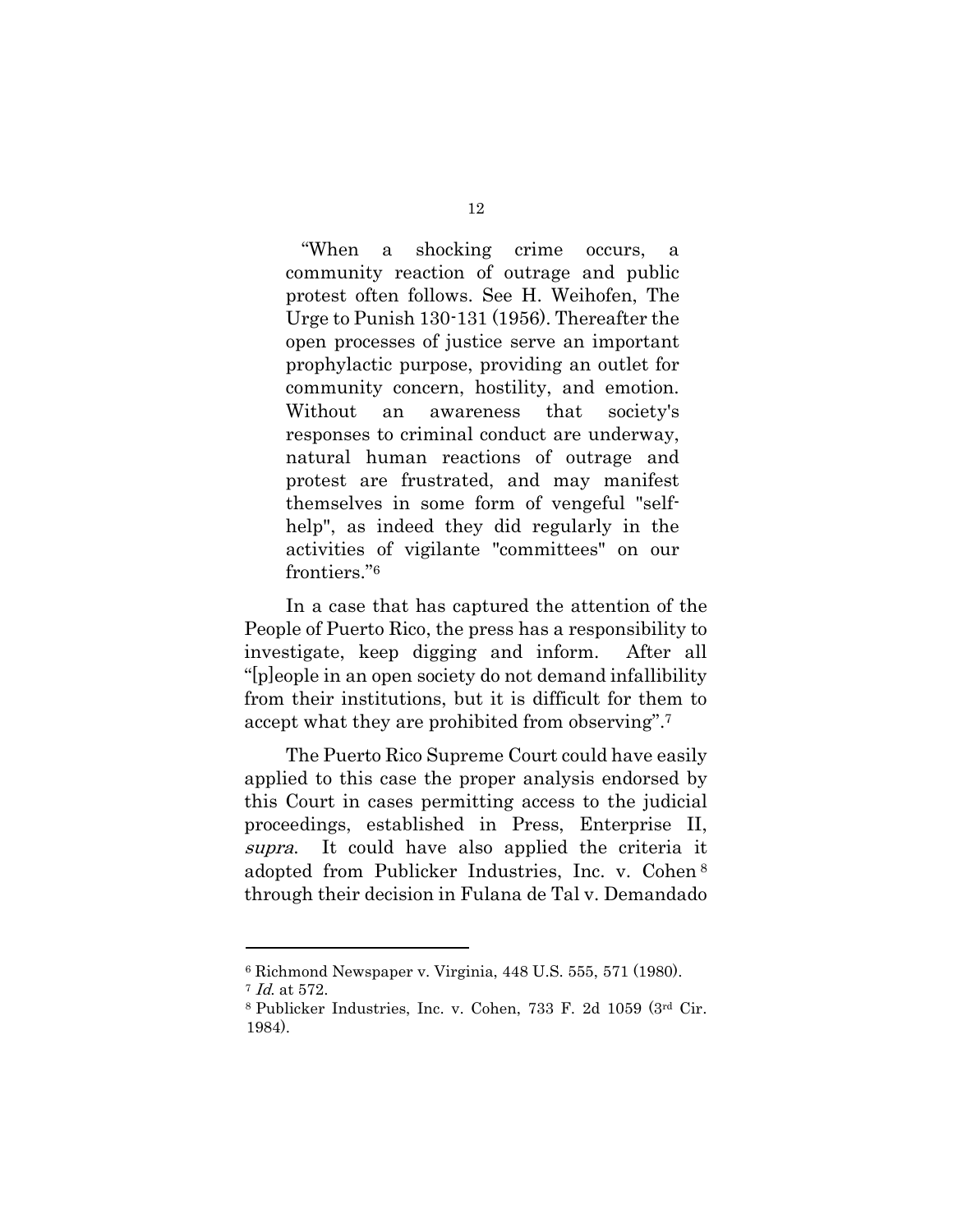> "When a shocking crime occurs, a community reaction of outrage and public protest often follows. See H. Weihofen, The Urge to Punish 130-131 (1956). Thereafter the open processes of justice serve an important prophylactic purpose, providing an outlet for community concern, hostility, and emotion. Without an awareness that society's responses to criminal conduct are underway, natural human reactions of outrage and protest are frustrated, and may manifest themselves in some form of vengeful "self-help", as indeed they did regularly in the activities of vigilante "committees" on our frontiers."[6]

In a case that has captured the attention of the People of Puerto Rico, the press has a responsibility to investigate, keep digging and inform. After all "[p]eople in an open society do not demand infallibility from their institutions, but it is difficult for them to accept what they are prohibited from observing".[7]

The Puerto Rico Supreme Court could have easily applied to this case the proper analysis endorsed by this Court in cases permitting access to the judicial proceedings, established in Press, Enterprise II, *supra*. It could have also applied the criteria it adopted from Publicker Industries, Inc. v. Cohen [8] through their decision in Fulana de Tal v. Demandado

---

[6] Richmond Newspaper v. Virginia, 448 U.S. 555, 571 (1980).

[7] *Id.* at 572.

[8] Publicker Industries, Inc. v. Cohen, 733 F. 2d 1059 (3rd Cir. 1984).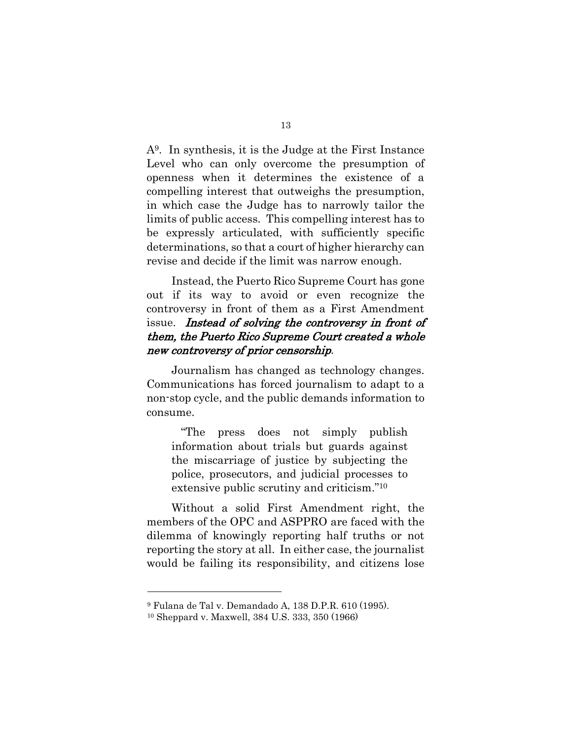A[9]. In synthesis, it is the Judge at the First Instance Level who can only overcome the presumption of openness when it determines the existence of a compelling interest that outweighs the presumption, in which case the Judge has to narrowly tailor the limits of public access. This compelling interest has to be expressly articulated, with sufficiently specific determinations, so that a court of higher hierarchy can revise and decide if the limit was narrow enough.

Instead, the Puerto Rico Supreme Court has gone out if its way to avoid or even recognize the controversy in front of them as a First Amendment issue. ***Instead of solving the controversy in front of them, the Puerto Rico Supreme Court created a whole new controversy of prior censorship***.

Journalism has changed as technology changes. Communications has forced journalism to adapt to a non-stop cycle, and the public demands information to consume.

> "The press does not simply publish information about trials but guards against the miscarriage of justice by subjecting the police, prosecutors, and judicial processes to extensive public scrutiny and criticism."[10]

Without a solid First Amendment right, the members of the OPC and ASPPRO are faced with the dilemma of knowingly reporting half truths or not reporting the story at all. In either case, the journalist would be failing its responsibility, and citizens lose

---

[9] Fulana de Tal v. Demandado A, 138 D.P.R. 610 (1995).

[10] Sheppard v. Maxwell, 384 U.S. 333, 350 (1966)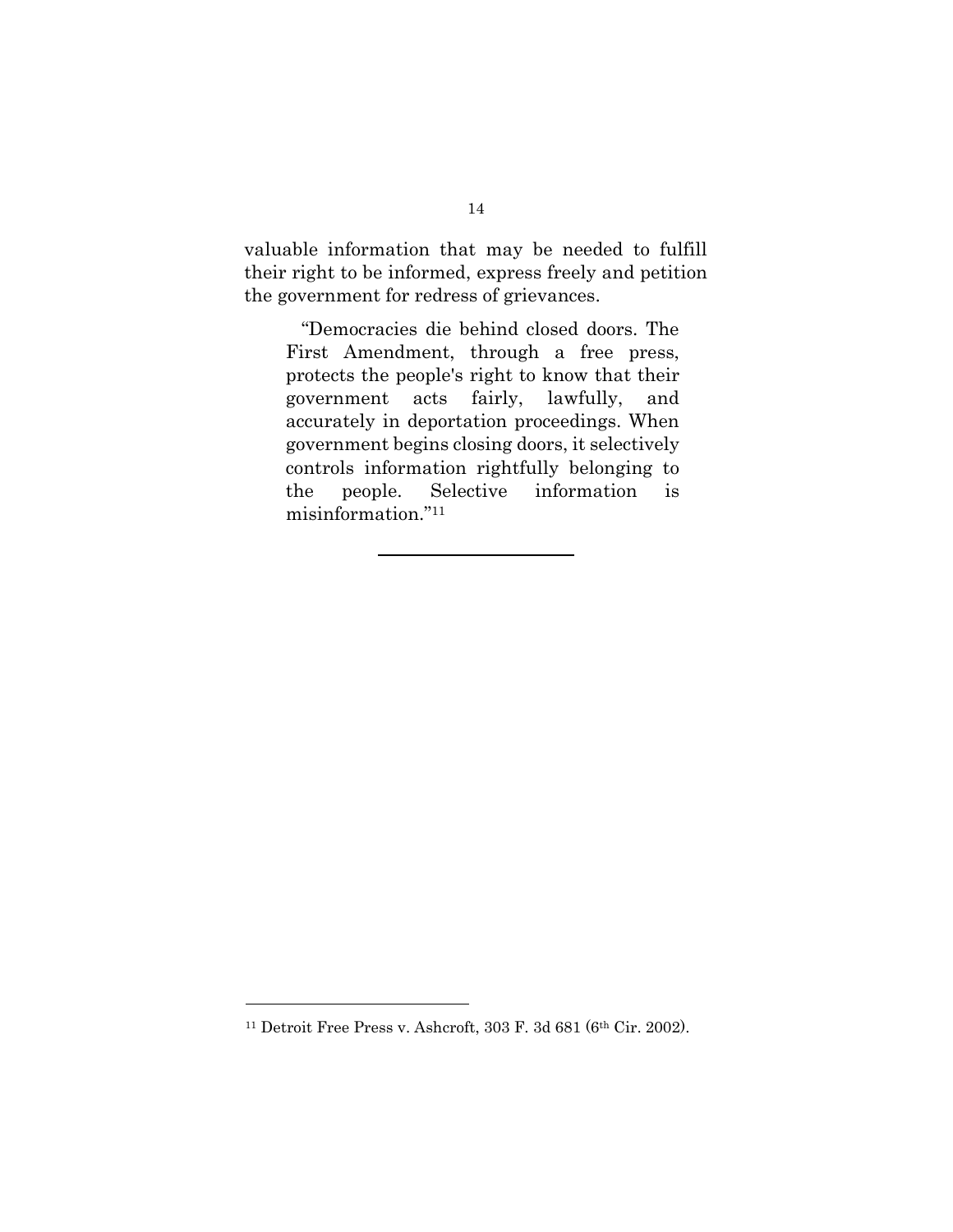valuable information that may be needed to fulfill their right to be informed, express freely and petition the government for redress of grievances.

> "Democracies die behind closed doors. The First Amendment, through a free press, protects the people's right to know that their government acts fairly, lawfully, and accurately in deportation proceedings. When government begins closing doors, it selectively controls information rightfully belonging to the people. Selective information is misinformation."[11]

---

[11] Detroit Free Press v. Ashcroft, 303 F. 3d 681 (6th Cir. 2002).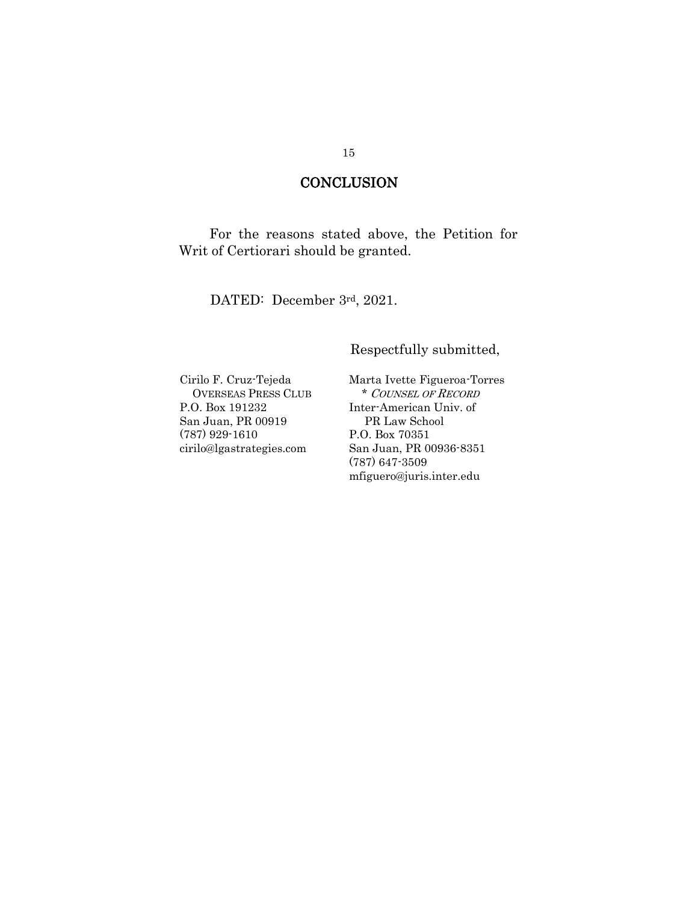## CONCLUSION

For the reasons stated above, the Petition for Writ of Certiorari should be granted.

DATED: December 3rd, 2021.

Respectfully submitted,

Cirilo F. Cruz-Tejeda
OVERSEAS PRESS CLUB
P.O. Box 191232
San Juan, PR 00919
(787) 929-1610
cirilo@lgastrategies.com

Marta Ivette Figueroa-Torres
\* *COUNSEL OF RECORD*
Inter-American Univ. of
PR Law School
P.O. Box 70351
San Juan, PR 00936-8351
(787) 647-3509
mfiguero@juris.inter.edu